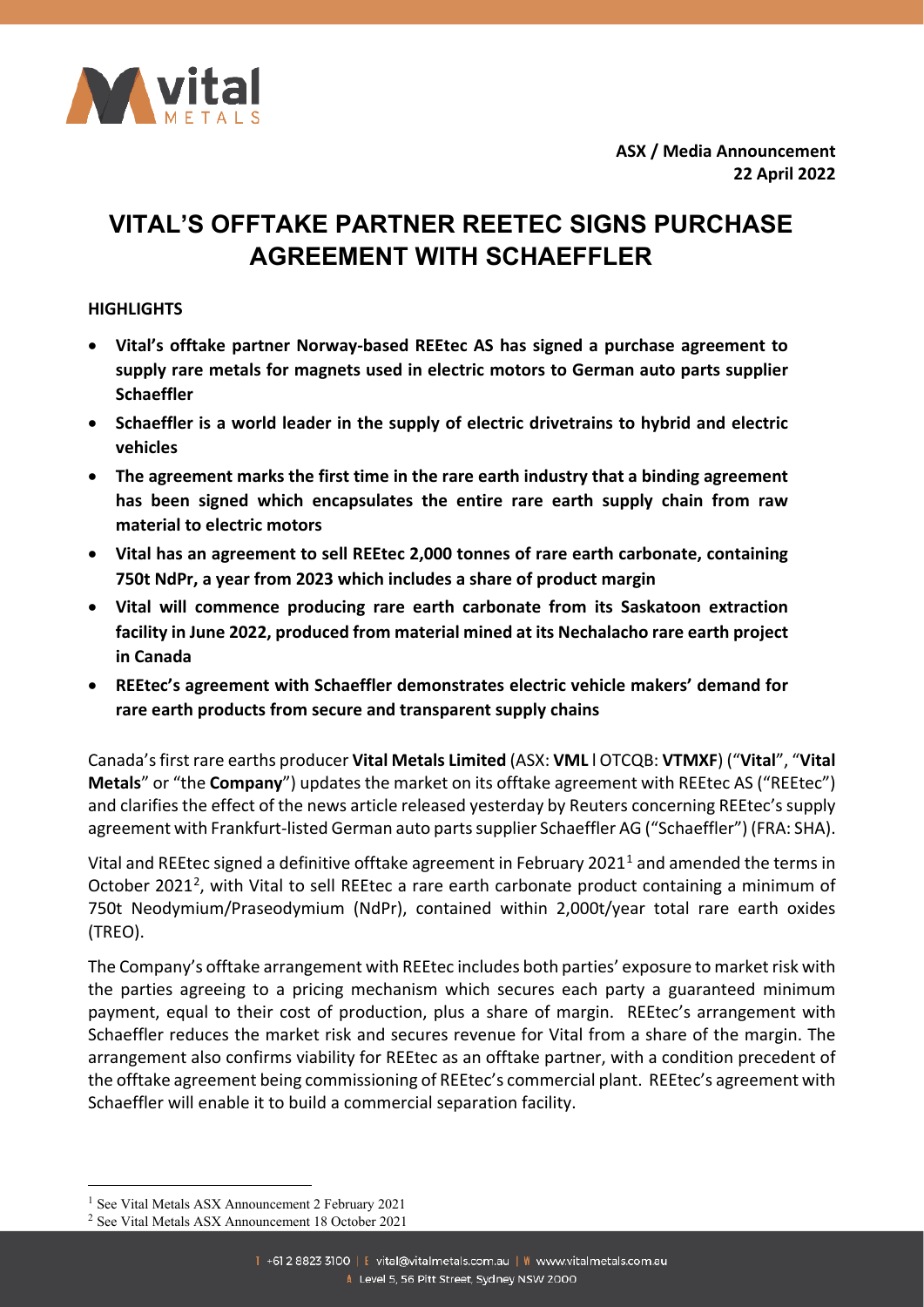**ASX / Media Announcement**
**22 April 2022**

# VITAL'S OFFTAKE PARTNER REETEC SIGNS PURCHASE AGREEMENT WITH SCHAEFFLER

**HIGHLIGHTS**

- **Vital's offtake partner Norway-based REEtec AS has signed a purchase agreement to supply rare metals for magnets used in electric motors to German auto parts supplier Schaeffler**
- **Schaeffler is a world leader in the supply of electric drivetrains to hybrid and electric vehicles**
- **The agreement marks the first time in the rare earth industry that a binding agreement has been signed which encapsulates the entire rare earth supply chain from raw material to electric motors**
- **Vital has an agreement to sell REEtec 2,000 tonnes of rare earth carbonate, containing 750t NdPr, a year from 2023 which includes a share of product margin**
- **Vital will commence producing rare earth carbonate from its Saskatoon extraction facility in June 2022, produced from material mined at its Nechalacho rare earth project in Canada**
- **REEtec's agreement with Schaeffler demonstrates electric vehicle makers' demand for rare earth products from secure and transparent supply chains**

Canada's first rare earths producer **Vital Metals Limited** (ASX: **VML** l OTCQB: **VTMXF**) ("**Vital**", "**Vital Metals**" or "the **Company**") updates the market on its offtake agreement with REEtec AS ("REEtec") and clarifies the effect of the news article released yesterday by Reuters concerning REEtec's supply agreement with Frankfurt-listed German auto parts supplier Schaeffler AG ("Schaeffler") (FRA: SHA).

Vital and REEtec signed a definitive offtake agreement in February 2021[1] and amended the terms in October 2021[2], with Vital to sell REEtec a rare earth carbonate product containing a minimum of 750t Neodymium/Praseodymium (NdPr), contained within 2,000t/year total rare earth oxides (TREO).

The Company's offtake arrangement with REEtec includes both parties' exposure to market risk with the parties agreeing to a pricing mechanism which secures each party a guaranteed minimum payment, equal to their cost of production, plus a share of margin. REEtec's arrangement with Schaeffler reduces the market risk and secures revenue for Vital from a share of the margin. The arrangement also confirms viability for REEtec as an offtake partner, with a condition precedent of the offtake agreement being commissioning of REEtec's commercial plant. REEtec's agreement with Schaeffler will enable it to build a commercial separation facility.

[1] See Vital Metals ASX Announcement 2 February 2021

[2] See Vital Metals ASX Announcement 18 October 2021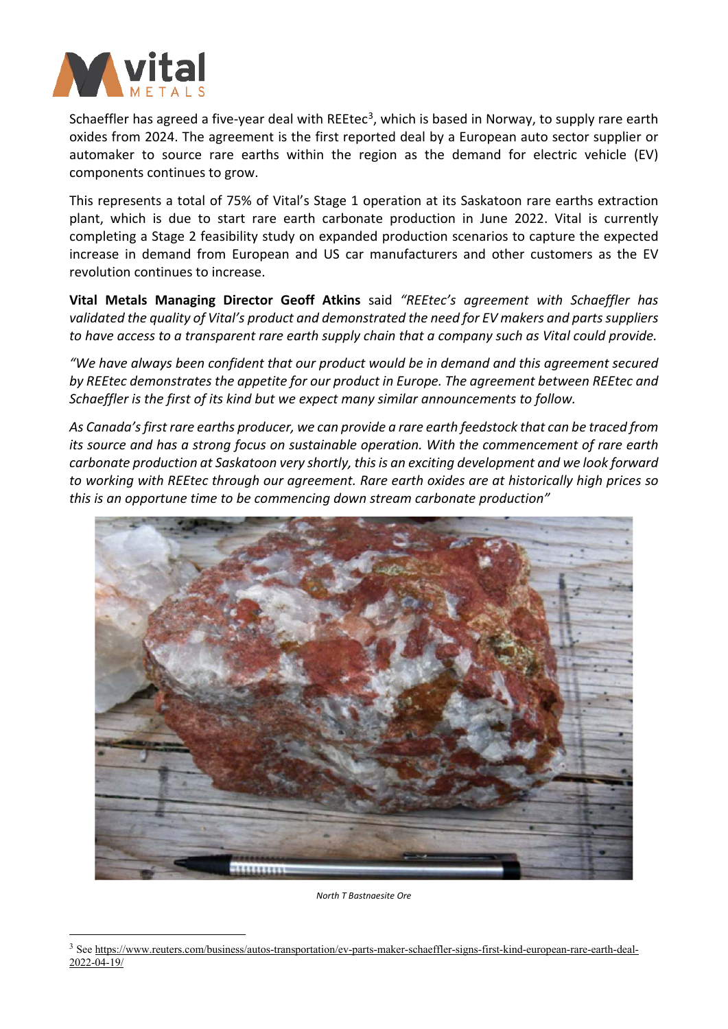Schaeffler has agreed a five-year deal with REEtec[3], which is based in Norway, to supply rare earth oxides from 2024. The agreement is the first reported deal by a European auto sector supplier or automaker to source rare earths within the region as the demand for electric vehicle (EV) components continues to grow.

This represents a total of 75% of Vital's Stage 1 operation at its Saskatoon rare earths extraction plant, which is due to start rare earth carbonate production in June 2022. Vital is currently completing a Stage 2 feasibility study on expanded production scenarios to capture the expected increase in demand from European and US car manufacturers and other customers as the EV revolution continues to increase.

**Vital Metals Managing Director Geoff Atkins** said *"REEtec's agreement with Schaeffler has validated the quality of Vital's product and demonstrated the need for EV makers and parts suppliers to have access to a transparent rare earth supply chain that a company such as Vital could provide.*

*"We have always been confident that our product would be in demand and this agreement secured by REEtec demonstrates the appetite for our product in Europe. The agreement between REEtec and Schaeffler is the first of its kind but we expect many similar announcements to follow.*

*As Canada's first rare earths producer, we can provide a rare earth feedstock that can be traced from its source and has a strong focus on sustainable operation. With the commencement of rare earth carbonate production at Saskatoon very shortly, this is an exciting development and we look forward to working with REEtec through our agreement. Rare earth oxides are at historically high prices so this is an opportune time to be commencing down stream carbonate production"*

*North T Bastnaesite Ore*

---

[3] See https://www.reuters.com/business/autos-transportation/ev-parts-maker-schaeffler-signs-first-kind-european-rare-earth-deal-2022-04-19/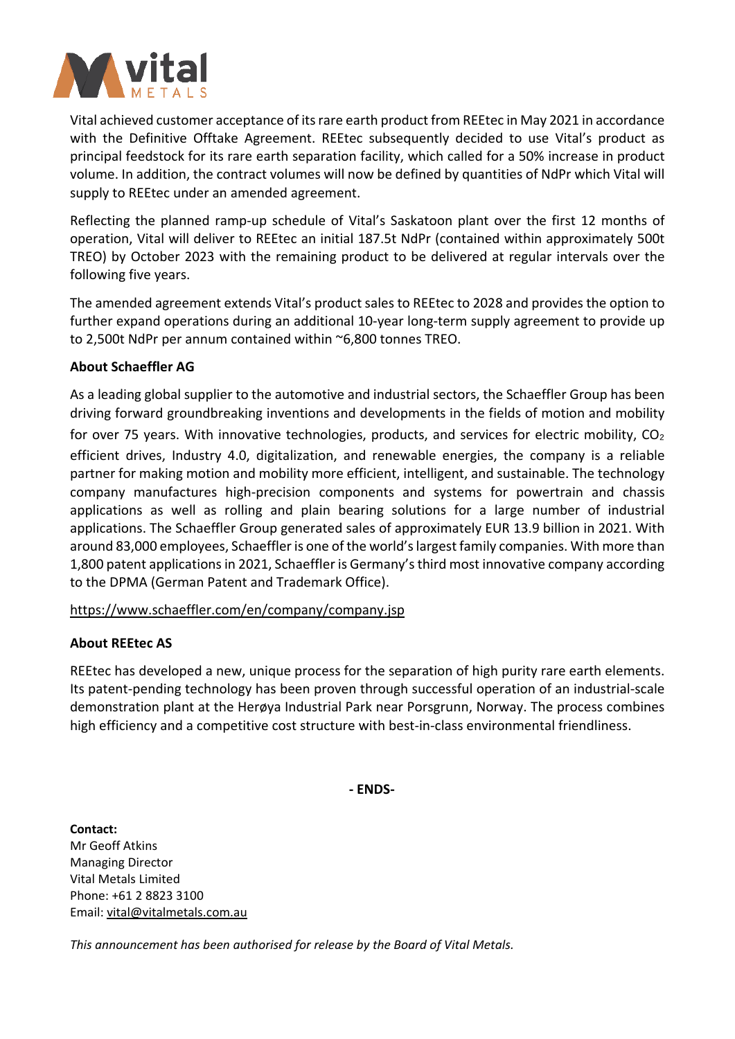Vital achieved customer acceptance of its rare earth product from REEtec in May 2021 in accordance with the Definitive Offtake Agreement. REEtec subsequently decided to use Vital's product as principal feedstock for its rare earth separation facility, which called for a 50% increase in product volume. In addition, the contract volumes will now be defined by quantities of NdPr which Vital will supply to REEtec under an amended agreement.

Reflecting the planned ramp-up schedule of Vital's Saskatoon plant over the first 12 months of operation, Vital will deliver to REEtec an initial 187.5t NdPr (contained within approximately 500t TREO) by October 2023 with the remaining product to be delivered at regular intervals over the following five years.

The amended agreement extends Vital's product sales to REEtec to 2028 and provides the option to further expand operations during an additional 10-year long-term supply agreement to provide up to 2,500t NdPr per annum contained within ~6,800 tonnes TREO.

**About Schaeffler AG**

As a leading global supplier to the automotive and industrial sectors, the Schaeffler Group has been driving forward groundbreaking inventions and developments in the fields of motion and mobility for over 75 years. With innovative technologies, products, and services for electric mobility, $CO_2$ efficient drives, Industry 4.0, digitalization, and renewable energies, the company is a reliable partner for making motion and mobility more efficient, intelligent, and sustainable. The technology company manufactures high-precision components and systems for powertrain and chassis applications as well as rolling and plain bearing solutions for a large number of industrial applications. The Schaeffler Group generated sales of approximately EUR 13.9 billion in 2021. With around 83,000 employees, Schaeffler is one of the world's largest family companies. With more than 1,800 patent applications in 2021, Schaeffler is Germany's third most innovative company according to the DPMA (German Patent and Trademark Office).

https://www.schaeffler.com/en/company/company.jsp

**About REEtec AS**

REEtec has developed a new, unique process for the separation of high purity rare earth elements. Its patent-pending technology has been proven through successful operation of an industrial-scale demonstration plant at the Herøya Industrial Park near Porsgrunn, Norway. The process combines high efficiency and a competitive cost structure with best-in-class environmental friendliness.

**- ENDS-**

**Contact:**
Mr Geoff Atkins
Managing Director
Vital Metals Limited
Phone: +61 2 8823 3100
Email: vital@vitalmetals.com.au

*This announcement has been authorised for release by the Board of Vital Metals.*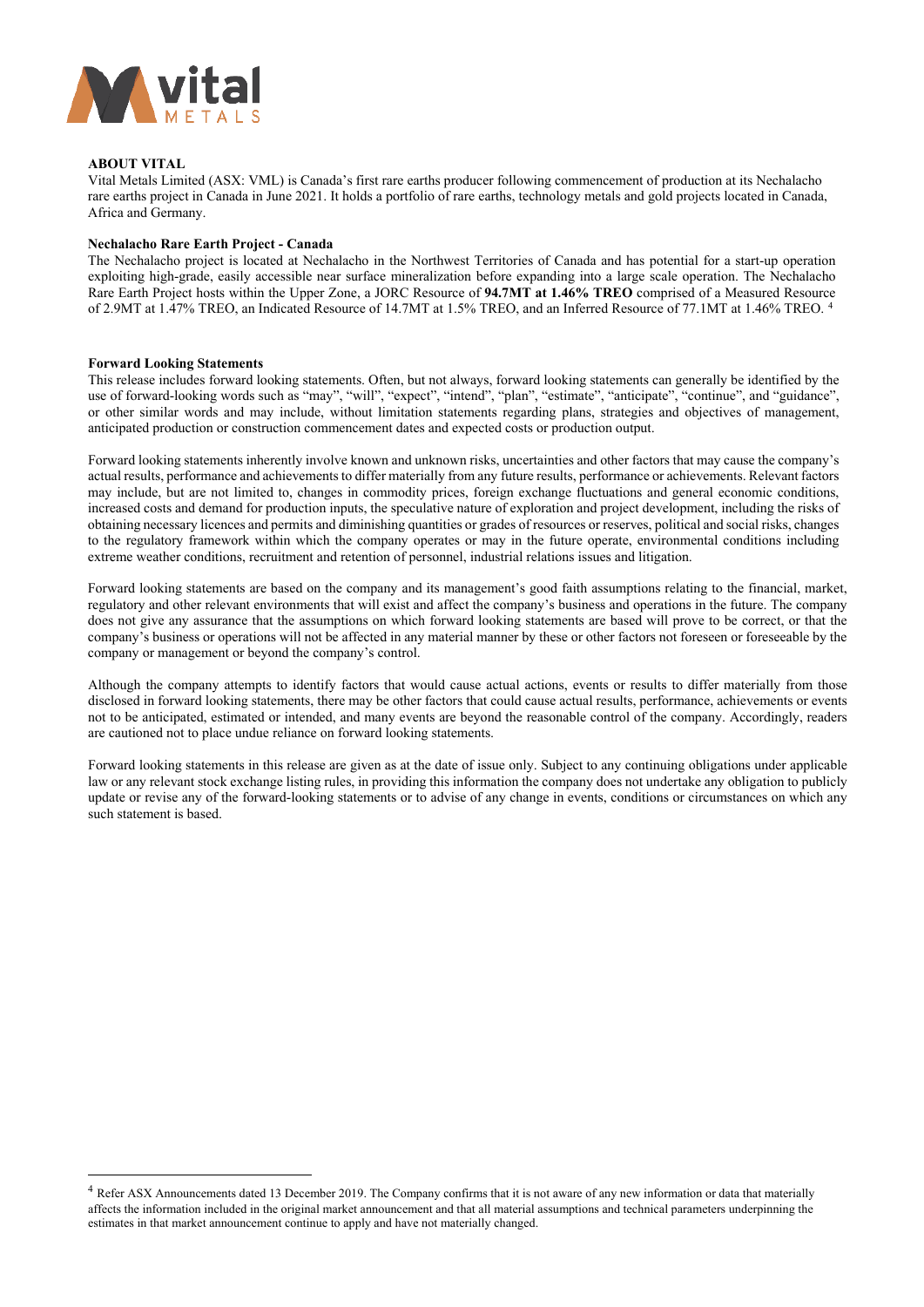**ABOUT VITAL**

Vital Metals Limited (ASX: VML) is Canada's first rare earths producer following commencement of production at its Nechalacho rare earths project in Canada in June 2021. It holds a portfolio of rare earths, technology metals and gold projects located in Canada, Africa and Germany.

**Nechalacho Rare Earth Project - Canada**

The Nechalacho project is located at Nechalacho in the Northwest Territories of Canada and has potential for a start-up operation exploiting high-grade, easily accessible near surface mineralization before expanding into a large scale operation. The Nechalacho Rare Earth Project hosts within the Upper Zone, a JORC Resource of **94.7MT at 1.46% TREO** comprised of a Measured Resource of 2.9MT at 1.47% TREO, an Indicated Resource of 14.7MT at 1.5% TREO, and an Inferred Resource of 77.1MT at 1.46% TREO. [4]

**Forward Looking Statements**

This release includes forward looking statements. Often, but not always, forward looking statements can generally be identified by the use of forward-looking words such as "may", "will", "expect", "intend", "plan", "estimate", "anticipate", "continue", and "guidance", or other similar words and may include, without limitation statements regarding plans, strategies and objectives of management, anticipated production or construction commencement dates and expected costs or production output.

Forward looking statements inherently involve known and unknown risks, uncertainties and other factors that may cause the company's actual results, performance and achievements to differ materially from any future results, performance or achievements. Relevant factors may include, but are not limited to, changes in commodity prices, foreign exchange fluctuations and general economic conditions, increased costs and demand for production inputs, the speculative nature of exploration and project development, including the risks of obtaining necessary licences and permits and diminishing quantities or grades of resources or reserves, political and social risks, changes to the regulatory framework within which the company operates or may in the future operate, environmental conditions including extreme weather conditions, recruitment and retention of personnel, industrial relations issues and litigation.

Forward looking statements are based on the company and its management's good faith assumptions relating to the financial, market, regulatory and other relevant environments that will exist and affect the company's business and operations in the future. The company does not give any assurance that the assumptions on which forward looking statements are based will prove to be correct, or that the company's business or operations will not be affected in any material manner by these or other factors not foreseen or foreseeable by the company or management or beyond the company's control.

Although the company attempts to identify factors that would cause actual actions, events or results to differ materially from those disclosed in forward looking statements, there may be other factors that could cause actual results, performance, achievements or events not to be anticipated, estimated or intended, and many events are beyond the reasonable control of the company. Accordingly, readers are cautioned not to place undue reliance on forward looking statements.

Forward looking statements in this release are given as at the date of issue only. Subject to any continuing obligations under applicable law or any relevant stock exchange listing rules, in providing this information the company does not undertake any obligation to publicly update or revise any of the forward-looking statements or to advise of any change in events, conditions or circumstances on which any such statement is based.

---

[4] Refer ASX Announcements dated 13 December 2019. The Company confirms that it is not aware of any new information or data that materially affects the information included in the original market announcement and that all material assumptions and technical parameters underpinning the estimates in that market announcement continue to apply and have not materially changed.